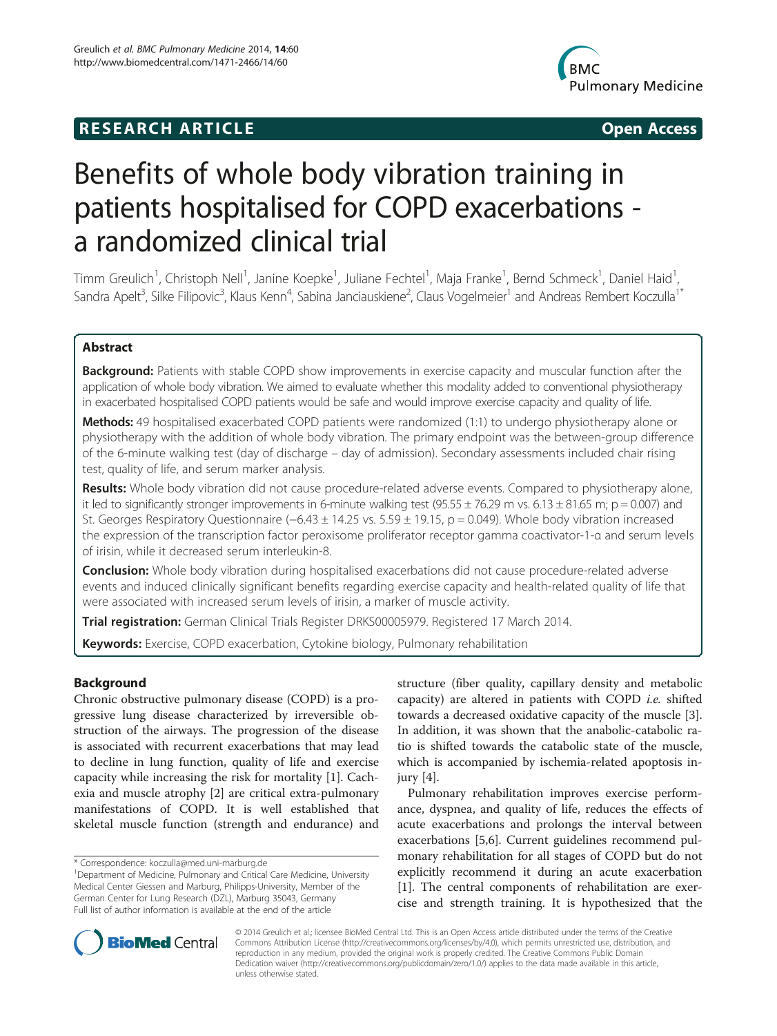**RESEARCH ARTICLE** **Open Access**

# Benefits of whole body vibration training in patients hospitalised for COPD exacerbations - a randomized clinical trial

Timm Greulich[1], Christoph Nell[1], Janine Koepke[1], Juliane Fechtel[1], Maja Franke[1], Bernd Schmeck[1], Daniel Haid[1], Sandra Apelt[3], Silke Filipovic[3], Klaus Kenn[4], Sabina Janciauskiene[2], Claus Vogelmeier[1] and Andreas Rembert Koczulla[1*]

## Abstract

**Background:** Patients with stable COPD show improvements in exercise capacity and muscular function after the application of whole body vibration. We aimed to evaluate whether this modality added to conventional physiotherapy in exacerbated hospitalised COPD patients would be safe and would improve exercise capacity and quality of life.

**Methods:** 49 hospitalised exacerbated COPD patients were randomized (1:1) to undergo physiotherapy alone or physiotherapy with the addition of whole body vibration. The primary endpoint was the between-group difference of the 6-minute walking test (day of discharge – day of admission). Secondary assessments included chair rising test, quality of life, and serum marker analysis.

**Results:** Whole body vibration did not cause procedure-related adverse events. Compared to physiotherapy alone, it led to significantly stronger improvements in 6-minute walking test (95.55 ± 76.29 m vs. 6.13 ± 81.65 m; $p = 0.007$) and St. Georges Respiratory Questionnaire (−6.43 ± 14.25 vs. 5.59 ± 19.15, $p = 0.049$). Whole body vibration increased the expression of the transcription factor peroxisome proliferator receptor gamma coactivator-1-α and serum levels of irisin, while it decreased serum interleukin-8.

**Conclusion:** Whole body vibration during hospitalised exacerbations did not cause procedure-related adverse events and induced clinically significant benefits regarding exercise capacity and health-related quality of life that were associated with increased serum levels of irisin, a marker of muscle activity.

**Trial registration:** German Clinical Trials Register DRKS00005979. Registered 17 March 2014.

**Keywords:** Exercise, COPD exacerbation, Cytokine biology, Pulmonary rehabilitation

## Background

Chronic obstructive pulmonary disease (COPD) is a progressive lung disease characterized by irreversible obstruction of the airways. The progression of the disease is associated with recurrent exacerbations that may lead to decline in lung function, quality of life and exercise capacity while increasing the risk for mortality [1]. Cachexia and muscle atrophy [2] are critical extra-pulmonary manifestations of COPD. It is well established that skeletal muscle function (strength and endurance) and structure (fiber quality, capillary density and metabolic capacity) are altered in patients with COPD *i.e.* shifted towards a decreased oxidative capacity of the muscle [3]. In addition, it was shown that the anabolic-catabolic ratio is shifted towards the catabolic state of the muscle, which is accompanied by ischemia-related apoptosis injury [4].

Pulmonary rehabilitation improves exercise performance, dyspnea, and quality of life, reduces the effects of acute exacerbations and prolongs the interval between exacerbations [5,6]. Current guidelines recommend pulmonary rehabilitation for all stages of COPD but do not explicitly recommend it during an acute exacerbation [1]. The central components of rehabilitation are exercise and strength training. It is hypothesized that the

\* Correspondence: koczulla@med.uni-marburg.de
[1]Department of Medicine, Pulmonary and Critical Care Medicine, University Medical Center Giessen and Marburg, Philipps-University, Member of the German Center for Lung Research (DZL), Marburg 35043, Germany
Full list of author information is available at the end of the article

© 2014 Greulich et al.; licensee BioMed Central Ltd. This is an Open Access article distributed under the terms of the Creative Commons Attribution License (http://creativecommons.org/licenses/by/4.0), which permits unrestricted use, distribution, and reproduction in any medium, provided the original work is properly credited. The Creative Commons Public Domain Dedication waiver (http://creativecommons.org/publicdomain/zero/1.0/) applies to the data made available in this article, unless otherwise stated.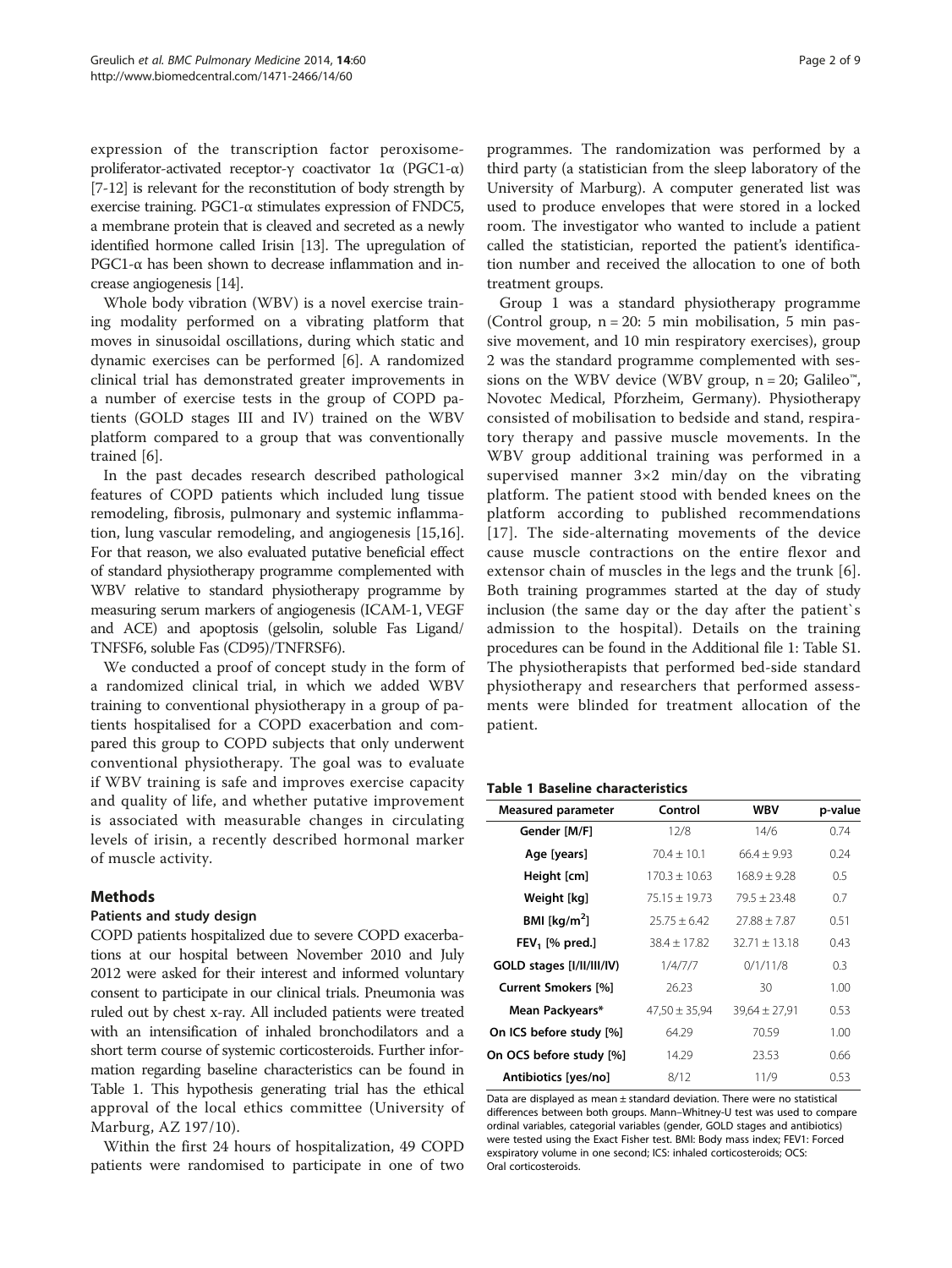expression of the transcription factor peroxisome-proliferator-activated receptor-γ coactivator 1α (PGC1-α) [7-12] is relevant for the reconstitution of body strength by exercise training. PGC1-α stimulates expression of FNDC5, a membrane protein that is cleaved and secreted as a newly identified hormone called Irisin [13]. The upregulation of PGC1-α has been shown to decrease inflammation and increase angiogenesis [14].

Whole body vibration (WBV) is a novel exercise training modality performed on a vibrating platform that moves in sinusoidal oscillations, during which static and dynamic exercises can be performed [6]. A randomized clinical trial has demonstrated greater improvements in a number of exercise tests in the group of COPD patients (GOLD stages III and IV) trained on the WBV platform compared to a group that was conventionally trained [6].

In the past decades research described pathological features of COPD patients which included lung tissue remodeling, fibrosis, pulmonary and systemic inflammation, lung vascular remodeling, and angiogenesis [15,16]. For that reason, we also evaluated putative beneficial effect of standard physiotherapy programme complemented with WBV relative to standard physiotherapy programme by measuring serum markers of angiogenesis (ICAM-1, VEGF and ACE) and apoptosis (gelsolin, soluble Fas Ligand/TNFSF6, soluble Fas (CD95)/TNFRSF6).

We conducted a proof of concept study in the form of a randomized clinical trial, in which we added WBV training to conventional physiotherapy in a group of patients hospitalised for a COPD exacerbation and compared this group to COPD subjects that only underwent conventional physiotherapy. The goal was to evaluate if WBV training is safe and improves exercise capacity and quality of life, and whether putative improvement is associated with measurable changes in circulating levels of irisin, a recently described hormonal marker of muscle activity.

## Methods

### Patients and study design

COPD patients hospitalized due to severe COPD exacerbations at our hospital between November 2010 and July 2012 were asked for their interest and informed voluntary consent to participate in our clinical trials. Pneumonia was ruled out by chest x-ray. All included patients were treated with an intensification of inhaled bronchodilators and a short term course of systemic corticosteroids. Further information regarding baseline characteristics can be found in Table 1. This hypothesis generating trial has the ethical approval of the local ethics committee (University of Marburg, AZ 197/10).

Within the first 24 hours of hospitalization, 49 COPD patients were randomised to participate in one of two programmes. The randomization was performed by a third party (a statistician from the sleep laboratory of the University of Marburg). A computer generated list was used to produce envelopes that were stored in a locked room. The investigator who wanted to include a patient called the statistician, reported the patient's identification number and received the allocation to one of both treatment groups.

Group 1 was a standard physiotherapy programme (Control group, n = 20: 5 min mobilisation, 5 min passive movement, and 10 min respiratory exercises), group 2 was the standard programme complemented with sessions on the WBV device (WBV group, n = 20; Galileo™, Novotec Medical, Pforzheim, Germany). Physiotherapy consisted of mobilisation to bedside and stand, respiratory therapy and passive muscle movements. In the WBV group additional training was performed in a supervised manner 3×2 min/day on the vibrating platform. The patient stood with bended knees on the platform according to published recommendations [17]. The side-alternating movements of the device cause muscle contractions on the entire flexor and extensor chain of muscles in the legs and the trunk [6]. Both training programmes started at the day of study inclusion (the same day or the day after the patient`s admission to the hospital). Details on the training procedures can be found in the Additional file 1: Table S1. The physiotherapists that performed bed-side standard physiotherapy and researchers that performed assessments were blinded for treatment allocation of the patient.

**Table 1 Baseline characteristics**

| Measured parameter | Control | WBV | p-value |
|---|---|---|---|
| Gender [M/F] | 12/8 | 14/6 | 0.74 |
| Age [years] | 70.4 ± 10.1 | 66.4 ± 9.93 | 0.24 |
| Height [cm] | 170.3 ± 10.63 | 168.9 ± 9.28 | 0.5 |
| Weight [kg] | 75.15 ± 19.73 | 79.5 ± 23.48 | 0.7 |
| BMI [kg/m$^2$] | 25.75 ± 6.42 | 27.88 ± 7.87 | 0.51 |
| $FEV_1$ [% pred.] | 38.4 ± 17.82 | 32.71 ± 13.18 | 0.43 |
| GOLD stages [I/II/III/IV] | 1/4/7/7 | 0/1/11/8 | 0.3 |
| Current Smokers [%] | 26.23 | 30 | 1.00 |
| Mean Packyears* | 47,50 ± 35,94 | 39,64 ± 27,91 | 0.53 |
| On ICS before study [%] | 64.29 | 70.59 | 1.00 |
| On OCS before study [%] | 14.29 | 23.53 | 0.66 |
| Antibiotics [yes/no] | 8/12 | 11/9 | 0.53 |

Data are displayed as mean ± standard deviation. There were no statistical differences between both groups. Mann–Whitney-U test was used to compare ordinal variables, categorial variables (gender, GOLD stages and antibiotics) were tested using the Exact Fisher test. BMI: Body mass index; FEV1: Forced exspiratory volume in one second; ICS: inhaled corticosteroids; OCS: Oral corticosteroids.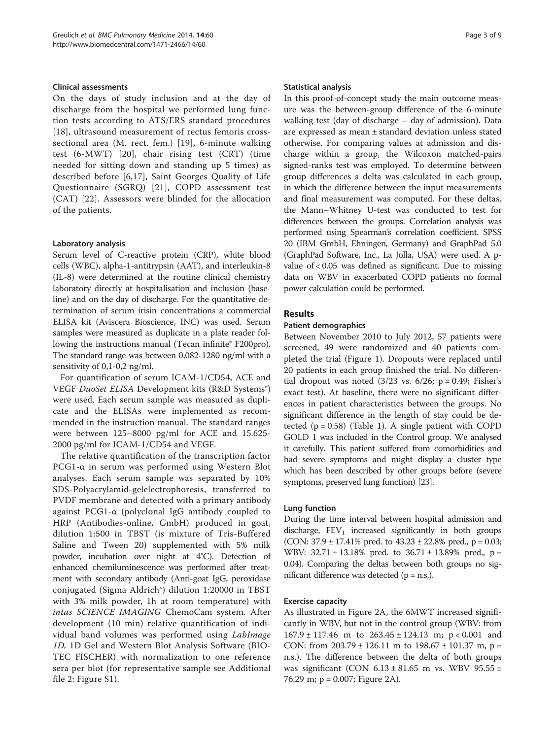### Clinical assessments

On the days of study inclusion and at the day of discharge from the hospital we performed lung function tests according to ATS/ERS standard procedures [18], ultrasound measurement of rectus femoris cross-sectional area (M. rect. fem.) [19], 6-minute walking test (6-MWT) [20], chair rising test (CRT) (time needed for sitting down and standing up 5 times) as described before [6,17], Saint Georges Quality of Life Questionnaire (SGRQ) [21], COPD assessment test (CAT) [22]. Assessors were blinded for the allocation of the patients.

### Laboratory analysis

Serum level of C-reactive protein (CRP), white blood cells (WBC), alpha-1-antitrypsin (AAT), and interleukin-8 (IL-8) were determined at the routine clinical chemistry laboratory directly at hospitalisation and inclusion (baseline) and on the day of discharge. For the quantitative determination of serum irisin concentrations a commercial ELISA kit (Aviscera Bioscience, INC) was used. Serum samples were measured as duplicate in a plate reader following the instructions manual (Tecan infinite® F200pro). The standard range was between 0,082-1280 ng/ml with a sensitivity of 0,1-0,2 ng/ml.

For quantification of serum ICAM-1/CD54, ACE and VEGF *DuoSet ELISA* Development kits (R&D Systems®) were used. Each serum sample was measured as duplicate and the ELISAs were implemented as recommended in the instruction manual. The standard ranges were between 125–8000 pg/ml for ACE and 15.625-2000 pg/ml for ICAM-1/CD54 and VEGF.

The relative quantification of the transcription factor PCG1-α in serum was performed using Western Blot analyses. Each serum sample was separated by 10% SDS-Polyacrylamid-gelelectrophoresis, transferred to PVDF membrane and detected with a primary antibody against PCG1-α (polyclonal IgG antibody coupled to HRP (Antibodies-online, GmbH) produced in goat, dilution 1:500 in TBST (is mixture of Tris-Buffered Saline and Tween 20) supplemented with 5% milk powder, incubation over night at 4°C). Detection of enhanced chemiluminescence was performed after treatment with secondary antibody (Anti-goat IgG, peroxidase conjugated (Sigma Aldrich®) dilution 1:20000 in TBST with 3% milk powder, 1h at room temperature) with *intas SCIENCE IMAGING* ChemoCam system. After development (10 min) relative quantification of individual band volumes was performed using *LabImage 1D*, 1D Gel and Western Blot Analysis Software (BIOTEC FISCHER) with normalization to one reference sera per blot (for representative sample see Additional file 2: Figure S1).

### Statistical analysis

In this proof-of-concept study the main outcome measure was the between-group difference of the 6-minute walking test (day of discharge – day of admission). Data are expressed as mean ± standard deviation unless stated otherwise. For comparing values at admission and discharge within a group, the Wilcoxon matched-pairs signed-ranks test was employed. To determine between group differences a delta was calculated in each group, in which the difference between the input measurements and final measurement was computed. For these deltas, the Mann–Whitney U-test was conducted to test for differences between the groups. Correlation analysis was performed using Spearman's correlation coefficient. SPSS 20 (IBM GmbH, Ehningen, Germany) and GraphPad 5.0 (GraphPad Software, Inc., La Jolla, USA) were used. A p-value of < 0.05 was defined as significant. Due to missing data on WBV in exacerbated COPD patients no formal power calculation could be performed.

## Results

### Patient demographics

Between November 2010 to July 2012, 57 patients were screened, 49 were randomized and 40 patients completed the trial (Figure 1). Dropouts were replaced until 20 patients in each group finished the trial. No differential dropout was noted (3/23 vs. 6/26; $p = 0.49$; Fisher's exact test). At baseline, there were no significant differences in patient characteristics between the groups. No significant difference in the length of stay could be detected ($p = 0.58$) (Table 1). A single patient with COPD GOLD 1 was included in the Control group. We analysed it carefully. This patient suffered from comorbidities and had severe symptoms and might display a cluster type which has been described by other groups before (severe symptoms, preserved lung function) [23].

### Lung function

During the time interval between hospital admission and discharge, $FEV_1$ increased significantly in both groups (CON: 37.9 ± 17.41% pred. to 43.23 ± 22.8% pred., $p = 0.03$; WBV: 32.71 ± 13.18% pred. to 36.71 ± 13.89% pred., $p = 0.04$). Comparing the deltas between both groups no significant difference was detected (p = n.s.).

### Exercise capacity

As illustrated in Figure 2A, the 6MWT increased significantly in WBV, but not in the control group (WBV: from 167.9 ± 117.46 m to 263.45 ± 124.13 m; $p < 0.001$ and CON: from 203.79 ± 126.11 m to 198.67 ± 101.37 m, p = n.s.). The difference between the delta of both groups was significant (CON 6.13 ± 81.65 m vs. WBV 95.55 ± 76.29 m; $p = 0.007$; Figure 2A).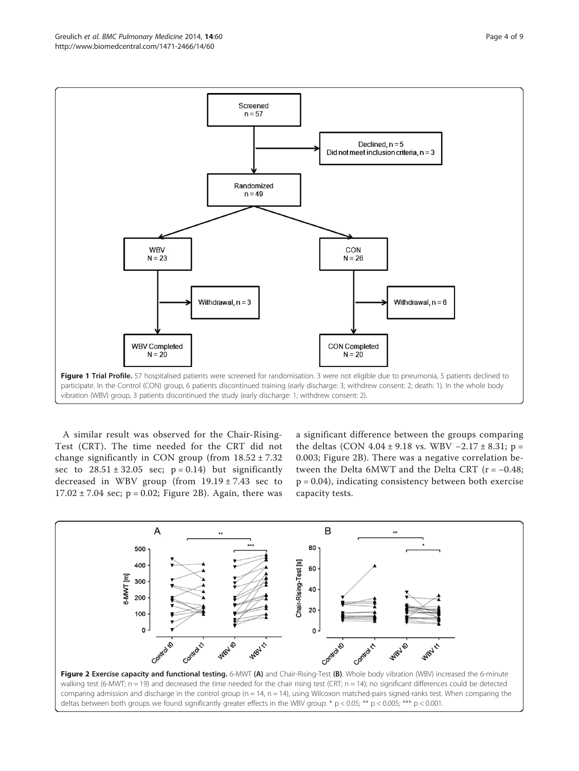**Figure 1 Trial Profile.** 57 hospitalised patients were screened for randomisation. 3 were not eligible due to pneumonia, 5 patients declined to participate. In the Control (CON) group, 6 patients discontinued training (early discharge: 3; withdrew consent: 2; death: 1). In the whole body vibration (WBV) group, 3 patients discontinued the study (early discharge: 1; withdrew consent: 2).

A similar result was observed for the Chair-Rising-Test (CRT). The time needed for the CRT did not change significantly in CON group (from $18.52 \pm 7.32$ sec to $28.51 \pm 32.05$ sec; $p = 0.14$) but significantly decreased in WBV group (from $19.19 \pm 7.43$ sec to $17.02 \pm 7.04$ sec; $p = 0.02$; Figure 2B). Again, there was a significant difference between the groups comparing the deltas (CON $4.04 \pm 9.18$ vs. WBV $-2.17 \pm 8.31$; $p = 0.003$; Figure 2B). There was a negative correlation between the Delta 6MWT and the Delta CRT ($r = -0.48$; $p = 0.04$), indicating consistency between both exercise capacity tests.

**Figure 2 Exercise capacity and functional testing.** 6-MWT **(A)** and Chair-Rising-Test **(B)**. Whole body vibration (WBV) increased the 6-minute walking test (6-MWT; n = 19) and decreased the time needed for the chair rising test (CRT; n = 14); no significant differences could be detected comparing admission and discharge in the control group (n = 14, n = 14), using Wilcoxon matched-pairs signed-ranks test. When comparing the deltas between both groups we found significantly greater effects in the WBV group. * $p < 0.05$; ** $p < 0.005$; *** $p < 0.001$.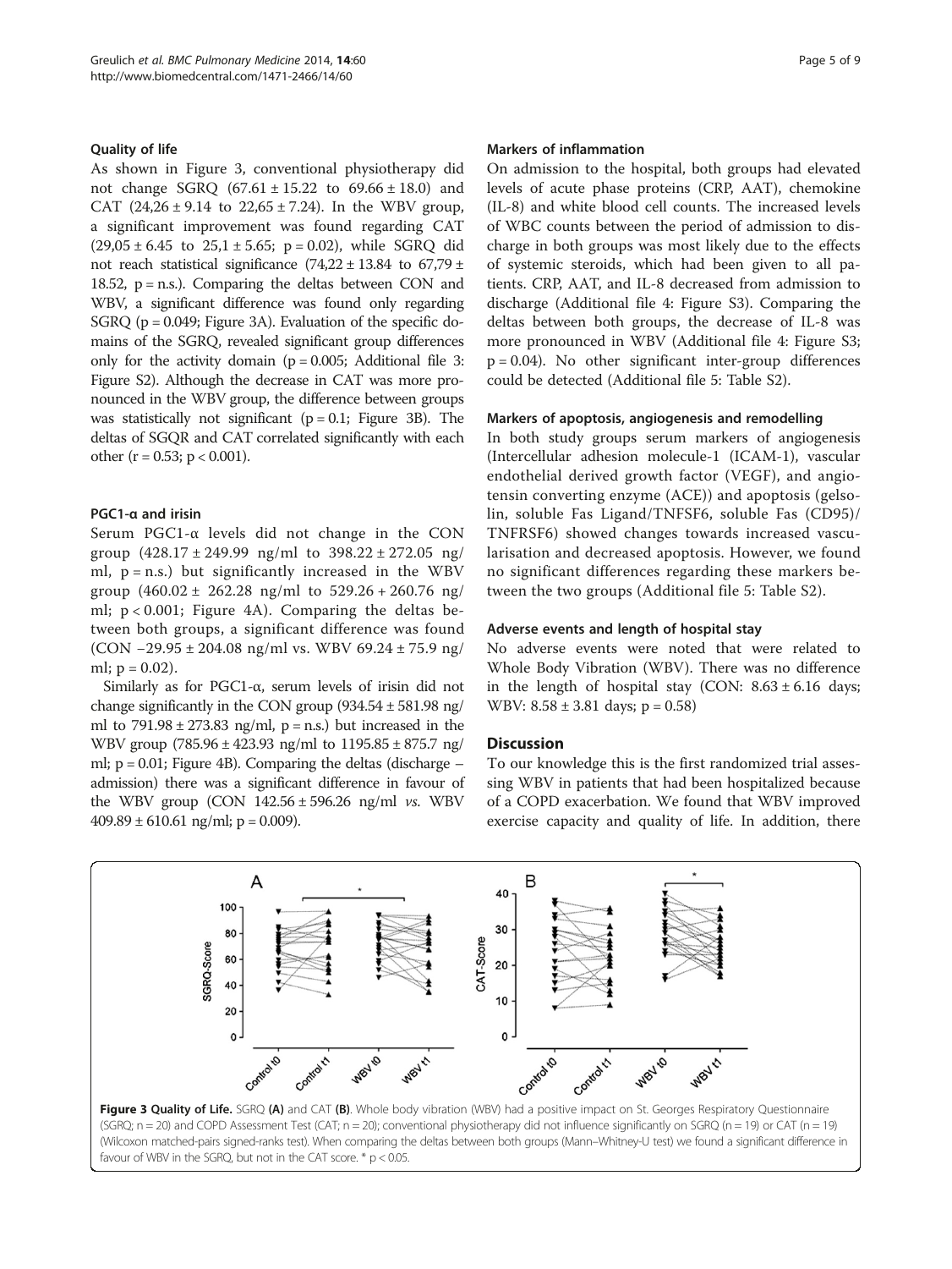### Quality of life

As shown in Figure 3, conventional physiotherapy did not change SGRQ (67.61 ± 15.22 to 69.66 ± 18.0) and CAT (24,26 ± 9.14 to 22,65 ± 7.24). In the WBV group, a significant improvement was found regarding CAT (29,05 ± 6.45 to 25,1 ± 5.65; p = 0.02), while SGRQ did not reach statistical significance (74,22 ± 13.84 to 67,79 ± 18.52, p = n.s.). Comparing the deltas between CON and WBV, a significant difference was found only regarding SGRQ (p = 0.049; Figure 3A). Evaluation of the specific domains of the SGRQ, revealed significant group differences only for the activity domain (p = 0.005; Additional file 3: Figure S2). Although the decrease in CAT was more pronounced in the WBV group, the difference between groups was statistically not significant (p = 0.1; Figure 3B). The deltas of SGQR and CAT correlated significantly with each other (r = 0.53; p < 0.001).

### PGC1-α and irisin

Serum PGC1-α levels did not change in the CON group (428.17 ± 249.99 ng/ml to 398.22 ± 272.05 ng/ml, p = n.s.) but significantly increased in the WBV group (460.02 ± 262.28 ng/ml to 529.26 + 260.76 ng/ml; p < 0.001; Figure 4A). Comparing the deltas between both groups, a significant difference was found (CON −29.95 ± 204.08 ng/ml vs. WBV 69.24 ± 75.9 ng/ml; p = 0.02).

Similarly as for PGC1-α, serum levels of irisin did not change significantly in the CON group (934.54 ± 581.98 ng/ml to 791.98 ± 273.83 ng/ml, p = n.s.) but increased in the WBV group (785.96 ± 423.93 ng/ml to 1195.85 ± 875.7 ng/ml; p = 0.01; Figure 4B). Comparing the deltas (discharge – admission) there was a significant difference in favour of the WBV group (CON 142.56 ± 596.26 ng/ml *vs.* WBV 409.89 ± 610.61 ng/ml; p = 0.009).

### Markers of inflammation

On admission to the hospital, both groups had elevated levels of acute phase proteins (CRP, AAT), chemokine (IL-8) and white blood cell counts. The increased levels of WBC counts between the period of admission to discharge in both groups was most likely due to the effects of systemic steroids, which had been given to all patients. CRP, AAT, and IL-8 decreased from admission to discharge (Additional file 4: Figure S3). Comparing the deltas between both groups, the decrease of IL-8 was more pronounced in WBV (Additional file 4: Figure S3; p = 0.04). No other significant inter-group differences could be detected (Additional file 5: Table S2).

### Markers of apoptosis, angiogenesis and remodelling

In both study groups serum markers of angiogenesis (Intercellular adhesion molecule-1 (ICAM-1), vascular endothelial derived growth factor (VEGF), and angiotensin converting enzyme (ACE)) and apoptosis (gelsolin, soluble Fas Ligand/TNFSF6, soluble Fas (CD95)/TNFRSF6) showed changes towards increased vascularisation and decreased apoptosis. However, we found no significant differences regarding these markers between the two groups (Additional file 5: Table S2).

### Adverse events and length of hospital stay

No adverse events were noted that were related to Whole Body Vibration (WBV). There was no difference in the length of hospital stay (CON: 8.63 ± 6.16 days; WBV: 8.58 ± 3.81 days; p = 0.58)

## Discussion

To our knowledge this is the first randomized trial assessing WBV in patients that had been hospitalized because of a COPD exacerbation. We found that WBV improved exercise capacity and quality of life. In addition, there

**Figure 3 Quality of Life.** SGRQ **(A)** and CAT **(B)**. Whole body vibration (WBV) had a positive impact on St. Georges Respiratory Questionnaire (SGRQ; n = 20) and COPD Assessment Test (CAT; n = 20); conventional physiotherapy did not influence significantly on SGRQ (n = 19) or CAT (n = 19) (Wilcoxon matched-pairs signed-ranks test). When comparing the deltas between both groups (Mann–Whitney-U test) we found a significant difference in favour of WBV in the SGRQ, but not in the CAT score. * p < 0.05.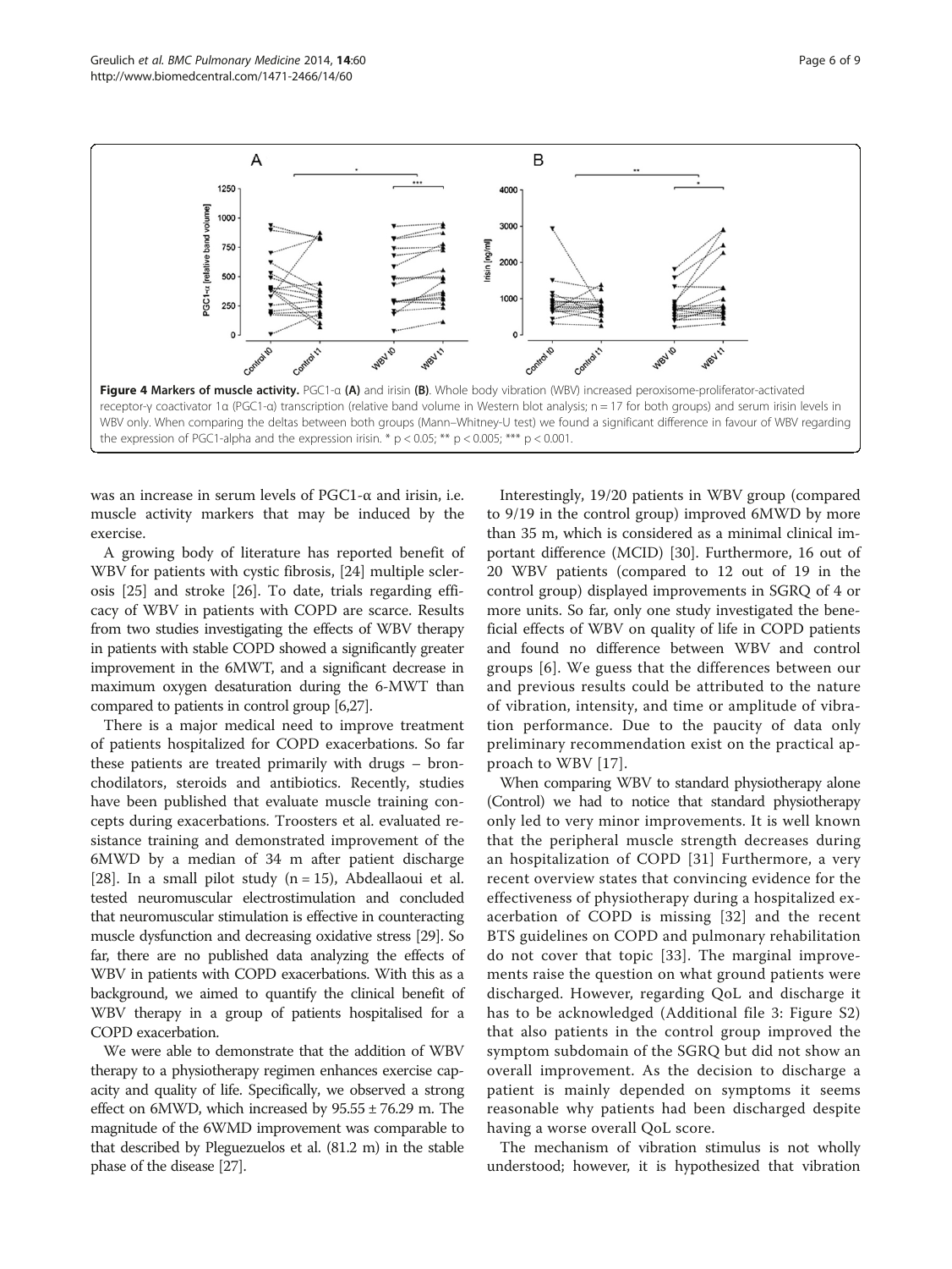**Figure 4 Markers of muscle activity.** PGC1-α **(A)** and irisin **(B)**. Whole body vibration (WBV) increased peroxisome-proliferator-activated receptor-γ coactivator 1α (PGC1-α) transcription (relative band volume in Western blot analysis; n = 17 for both groups) and serum irisin levels in WBV only. When comparing the deltas between both groups (Mann–Whitney-U test) we found a significant difference in favour of WBV regarding the expression of PGC1-alpha and the expression irisin. * $p < 0.05$; ** $p < 0.005$; *** $p < 0.001$.

was an increase in serum levels of PGC1-α and irisin, i.e. muscle activity markers that may be induced by the exercise.

A growing body of literature has reported benefit of WBV for patients with cystic fibrosis, [24] multiple sclerosis [25] and stroke [26]. To date, trials regarding efficacy of WBV in patients with COPD are scarce. Results from two studies investigating the effects of WBV therapy in patients with stable COPD showed a significantly greater improvement in the 6MWT, and a significant decrease in maximum oxygen desaturation during the 6-MWT than compared to patients in control group [6,27].

There is a major medical need to improve treatment of patients hospitalized for COPD exacerbations. So far these patients are treated primarily with drugs – bronchodilators, steroids and antibiotics. Recently, studies have been published that evaluate muscle training concepts during exacerbations. Troosters et al. evaluated resistance training and demonstrated improvement of the 6MWD by a median of 34 m after patient discharge [28]. In a small pilot study (n = 15), Abdeallaoui et al. tested neuromuscular electrostimulation and concluded that neuromuscular stimulation is effective in counteracting muscle dysfunction and decreasing oxidative stress [29]. So far, there are no published data analyzing the effects of WBV in patients with COPD exacerbations. With this as a background, we aimed to quantify the clinical benefit of WBV therapy in a group of patients hospitalised for a COPD exacerbation.

We were able to demonstrate that the addition of WBV therapy to a physiotherapy regimen enhances exercise capacity and quality of life. Specifically, we observed a strong effect on 6MWD, which increased by 95.55 ± 76.29 m. The magnitude of the 6WMD improvement was comparable to that described by Pleguezuelos et al. (81.2 m) in the stable phase of the disease [27].

Interestingly, 19/20 patients in WBV group (compared to 9/19 in the control group) improved 6MWD by more than 35 m, which is considered as a minimal clinical important difference (MCID) [30]. Furthermore, 16 out of 20 WBV patients (compared to 12 out of 19 in the control group) displayed improvements in SGRQ of 4 or more units. So far, only one study investigated the beneficial effects of WBV on quality of life in COPD patients and found no difference between WBV and control groups [6]. We guess that the differences between our and previous results could be attributed to the nature of vibration, intensity, and time or amplitude of vibration performance. Due to the paucity of data only preliminary recommendation exist on the practical approach to WBV [17].

When comparing WBV to standard physiotherapy alone (Control) we had to notice that standard physiotherapy only led to very minor improvements. It is well known that the peripheral muscle strength decreases during an hospitalization of COPD [31] Furthermore, a very recent overview states that convincing evidence for the effectiveness of physiotherapy during a hospitalized exacerbation of COPD is missing [32] and the recent BTS guidelines on COPD and pulmonary rehabilitation do not cover that topic [33]. The marginal improvements raise the question on what ground patients were discharged. However, regarding QoL and discharge it has to be acknowledged (Additional file 3: Figure S2) that also patients in the control group improved the symptom subdomain of the SGRQ but did not show an overall improvement. As the decision to discharge a patient is mainly depended on symptoms it seems reasonable why patients had been discharged despite having a worse overall QoL score.

The mechanism of vibration stimulus is not wholly understood; however, it is hypothesized that vibration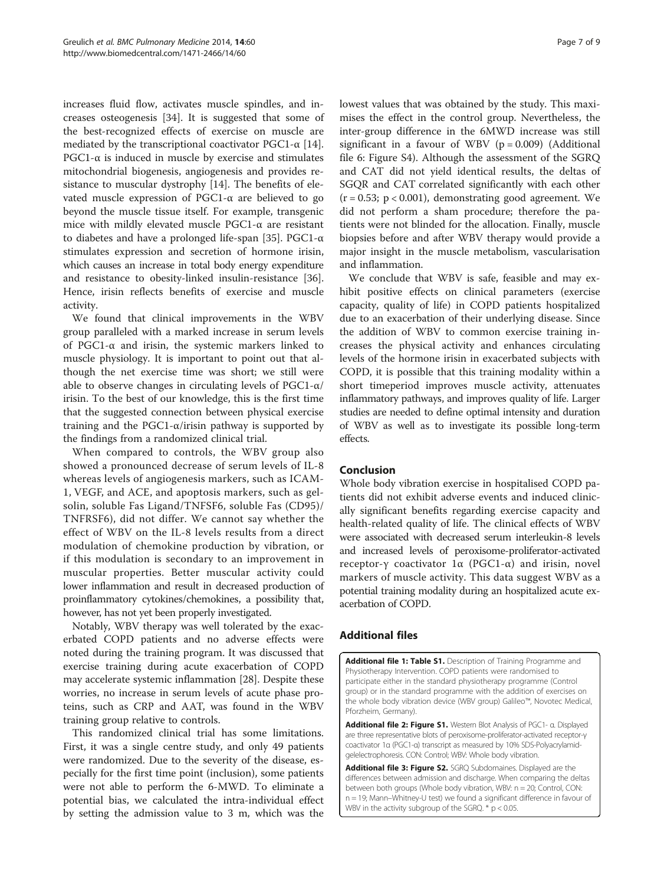increases fluid flow, activates muscle spindles, and increases osteogenesis [34]. It is suggested that some of the best-recognized effects of exercise on muscle are mediated by the transcriptional coactivator PGC1-α [14]. PGC1-α is induced in muscle by exercise and stimulates mitochondrial biogenesis, angiogenesis and provides resistance to muscular dystrophy [14]. The benefits of elevated muscle expression of PGC1-α are believed to go beyond the muscle tissue itself. For example, transgenic mice with mildly elevated muscle PGC1-α are resistant to diabetes and have a prolonged life-span [35]. PGC1-α stimulates expression and secretion of hormone irisin, which causes an increase in total body energy expenditure and resistance to obesity-linked insulin-resistance [36]. Hence, irisin reflects benefits of exercise and muscle activity.

We found that clinical improvements in the WBV group paralleled with a marked increase in serum levels of PGC1-α and irisin, the systemic markers linked to muscle physiology. It is important to point out that although the net exercise time was short; we still were able to observe changes in circulating levels of PGC1-α/irisin. To the best of our knowledge, this is the first time that the suggested connection between physical exercise training and the PGC1-α/irisin pathway is supported by the findings from a randomized clinical trial.

When compared to controls, the WBV group also showed a pronounced decrease of serum levels of IL-8 whereas levels of angiogenesis markers, such as ICAM-1, VEGF, and ACE, and apoptosis markers, such as gelsolin, soluble Fas Ligand/TNFSF6, soluble Fas (CD95)/TNFRSF6), did not differ. We cannot say whether the effect of WBV on the IL-8 levels results from a direct modulation of chemokine production by vibration, or if this modulation is secondary to an improvement in muscular properties. Better muscular activity could lower inflammation and result in decreased production of proinflammatory cytokines/chemokines, a possibility that, however, has not yet been properly investigated.

Notably, WBV therapy was well tolerated by the exacerbated COPD patients and no adverse effects were noted during the training program. It was discussed that exercise training during acute exacerbation of COPD may accelerate systemic inflammation [28]. Despite these worries, no increase in serum levels of acute phase proteins, such as CRP and AAT, was found in the WBV training group relative to controls.

This randomized clinical trial has some limitations. First, it was a single centre study, and only 49 patients were randomized. Due to the severity of the disease, especially for the first time point (inclusion), some patients were not able to perform the 6-MWD. To eliminate a potential bias, we calculated the intra-individual effect by setting the admission value to 3 m, which was the lowest values that was obtained by the study. This maximises the effect in the control group. Nevertheless, the inter-group difference in the 6MWD increase was still significant in a favour of WBV ($p = 0.009$) (Additional file 6: Figure S4). Although the assessment of the SGRQ and CAT did not yield identical results, the deltas of SGQR and CAT correlated significantly with each other ($r = 0.53$; $p < 0.001$), demonstrating good agreement. We did not perform a sham procedure; therefore the patients were not blinded for the allocation. Finally, muscle biopsies before and after WBV therapy would provide a major insight in the muscle metabolism, vascularisation and inflammation.

We conclude that WBV is safe, feasible and may exhibit positive effects on clinical parameters (exercise capacity, quality of life) in COPD patients hospitalized due to an exacerbation of their underlying disease. Since the addition of WBV to common exercise training increases the physical activity and enhances circulating levels of the hormone irisin in exacerbated subjects with COPD, it is possible that this training modality within a short timeperiod improves muscle activity, attenuates inflammatory pathways, and improves quality of life. Larger studies are needed to define optimal intensity and duration of WBV as well as to investigate its possible long-term effects.

## Conclusion

Whole body vibration exercise in hospitalised COPD patients did not exhibit adverse events and induced clinically significant benefits regarding exercise capacity and health-related quality of life. The clinical effects of WBV were associated with decreased serum interleukin-8 levels and increased levels of peroxisome-proliferator-activated receptor-γ coactivator 1α (PGC1-α) and irisin, novel markers of muscle activity. This data suggest WBV as a potential training modality during an hospitalized acute exacerbation of COPD.

## Additional files

**Additional file 1: Table S1.** Description of Training Programme and Physiotherapy Intervention. COPD patients were randomised to participate either in the standard physiotherapy programme (Control group) or in the standard programme with the addition of exercises on the whole body vibration device (WBV group) Galileo™, Novotec Medical, Pforzheim, Germany).

**Additional file 2: Figure S1.** Western Blot Analysis of PGC1- α. Displayed are three representative blots of peroxisome-proliferator-activated receptor-γ coactivator 1α (PGC1-α) transcript as measured by 10% SDS-Polyacrylamidgelelectrophoresis. CON: Control; WBV: Whole body vibration.

**Additional file 3: Figure S2.** SGRQ Subdomaines. Displayed are the differences between admission and discharge. When comparing the deltas between both groups (Whole body vibration, WBV: n = 20; Control, CON: n = 19; Mann–Whitney-U test) we found a significant difference in favour of WBV in the activity subgroup of the SGRQ. * $p < 0.05$.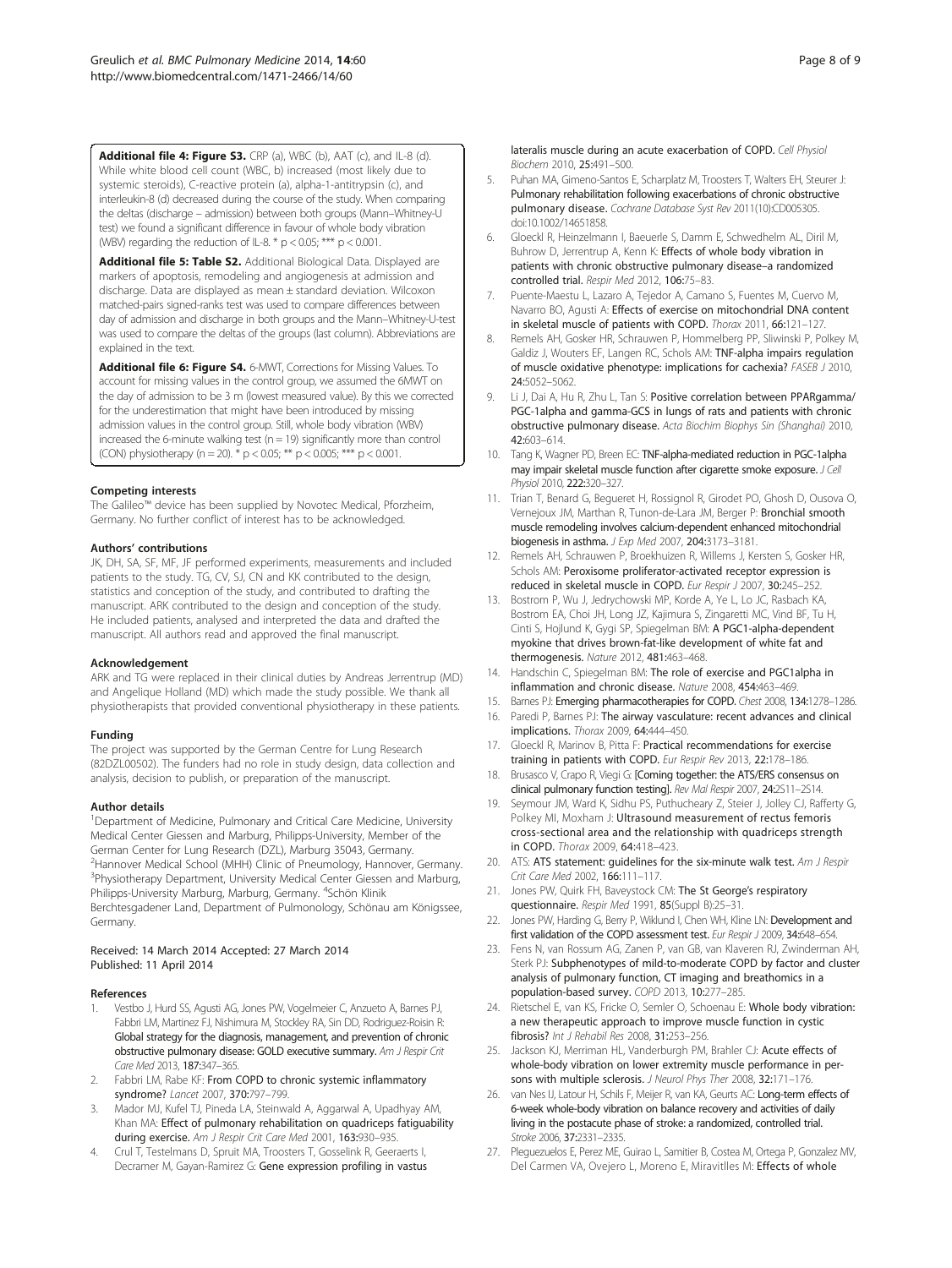**Additional file 4: Figure S3.** CRP (a), WBC (b), AAT (c), and IL-8 (d). While white blood cell count (WBC, b) increased (most likely due to systemic steroids), C-reactive protein (a), alpha-1-antitrypsin (c), and interleukin-8 (d) decreased during the course of the study. When comparing the deltas (discharge – admission) between both groups (Mann–Whitney-U test) we found a significant difference in favour of whole body vibration (WBV) regarding the reduction of IL-8. * $p < 0.05$; *** $p < 0.001$.

**Additional file 5: Table S2.** Additional Biological Data. Displayed are markers of apoptosis, remodeling and angiogenesis at admission and discharge. Data are displayed as mean ± standard deviation. Wilcoxon matched-pairs signed-ranks test was used to compare differences between day of admission and discharge in both groups and the Mann–Whitney-U-test was used to compare the deltas of the groups (last column). Abbreviations are explained in the text.

**Additional file 6: Figure S4.** 6-MWT, Corrections for Missing Values. To account for missing values in the control group, we assumed the 6MWT on the day of admission to be 3 m (lowest measured value). By this we corrected for the underestimation that might have been introduced by missing admission values in the control group. Still, whole body vibration (WBV) increased the 6-minute walking test ($n = 19$) significantly more than control (CON) physiotherapy ($n = 20$). * $p < 0.05$; ** $p < 0.005$; *** $p < 0.001$.

### Competing interests

The Galileo™ device has been supplied by Novotec Medical, Pforzheim, Germany. No further conflict of interest has to be acknowledged.

### Authors' contributions

JK, DH, SA, SF, MF, JF performed experiments, measurements and included patients to the study. TG, CV, SJ, CN and KK contributed to the design, statistics and conception of the study, and contributed to drafting the manuscript. ARK contributed to the design and conception of the study. He included patients, analysed and interpreted the data and drafted the manuscript. All authors read and approved the final manuscript.

### Acknowledgement

ARK and TG were replaced in their clinical duties by Andreas Jerrentrup (MD) and Angelique Holland (MD) which made the study possible. We thank all physiotherapists that provided conventional physiotherapy in these patients.

### Funding

The project was supported by the German Centre for Lung Research (82DZL00502). The funders had no role in study design, data collection and analysis, decision to publish, or preparation of the manuscript.

### Author details

[1]Department of Medicine, Pulmonary and Critical Care Medicine, University Medical Center Giessen and Marburg, Philipps-University, Member of the German Center for Lung Research (DZL), Marburg 35043, Germany. [2]Hannover Medical School (MHH) Clinic of Pneumology, Hannover, Germany. [3]Physiotherapy Department, University Medical Center Giessen and Marburg, Philipps-University Marburg, Marburg, Germany. [4]Schön Klinik Berchtesgadener Land, Department of Pulmonology, Schönau am Königssee, Germany.

Received: 14 March 2014 Accepted: 27 March 2014
Published: 11 April 2014

### References

1. Vestbo J, Hurd SS, Agusti AG, Jones PW, Vogelmeier C, Anzueto A, Barnes PJ, Fabbri LM, Martinez FJ, Nishimura M, Stockley RA, Sin DD, Rodriguez-Roisin R: **Global strategy for the diagnosis, management, and prevention of chronic obstructive pulmonary disease: GOLD executive summary.** *Am J Respir Crit Care Med* 2013, **187:**347–365.
2. Fabbri LM, Rabe KF: **From COPD to chronic systemic inflammatory syndrome?** *Lancet* 2007, **370:**797–799.
3. Mador MJ, Kufel TJ, Pineda LA, Steinwald A, Aggarwal A, Upadhyay AM, Khan MA: **Effect of pulmonary rehabilitation on quadriceps fatiguability during exercise.** *Am J Respir Crit Care Med* 2001, **163:**930–935.
4. Crul T, Testelmans D, Spruit MA, Troosters T, Gosselink R, Geeraerts I, Decramer M, Gayan-Ramirez G: **Gene expression profiling in vastus lateralis muscle during an acute exacerbation of COPD.** *Cell Physiol Biochem* 2010, **25:**491–500.
5. Puhan MA, Gimeno-Santos E, Scharplatz M, Troosters T, Walters EH, Steurer J: **Pulmonary rehabilitation following exacerbations of chronic obstructive pulmonary disease.** *Cochrane Database Syst Rev* 2011(10):CD005305. doi:10.1002/14651858.
6. Gloeckl R, Heinzelmann I, Baeuerle S, Damm E, Schwedhelm AL, Diril M, Buhrow D, Jerrentrup A, Kenn K: **Effects of whole body vibration in patients with chronic obstructive pulmonary disease–a randomized controlled trial.** *Respir Med* 2012, **106:**75–83.
7. Puente-Maestu L, Lazaro A, Tejedor A, Camano S, Fuentes M, Cuervo M, Navarro BO, Agusti A: **Effects of exercise on mitochondrial DNA content in skeletal muscle of patients with COPD.** *Thorax* 2011, **66:**121–127.
8. Remels AH, Gosker HR, Schrauwen P, Hommelberg PP, Sliwinski P, Polkey M, Galdiz J, Wouters EF, Langen RC, Schols AM: **TNF-alpha impairs regulation of muscle oxidative phenotype: implications for cachexia?** *FASEB J* 2010, **24:**5052–5062.
9. Li J, Dai A, Hu R, Zhu L, Tan S: **Positive correlation between PPARgamma/PGC-1alpha and gamma-GCS in lungs of rats and patients with chronic obstructive pulmonary disease.** *Acta Biochim Biophys Sin (Shanghai)* 2010, **42:**603–614.
10. Tang K, Wagner PD, Breen EC: **TNF-alpha-mediated reduction in PGC-1alpha may impair skeletal muscle function after cigarette smoke exposure.** *J Cell Physiol* 2010, **222:**320–327.
11. Trian T, Benard G, Begueret H, Rossignol R, Girodet PO, Ghosh D, Ousova O, Vernejoux JM, Marthan R, Tunon-de-Lara JM, Berger P: **Bronchial smooth muscle remodeling involves calcium-dependent enhanced mitochondrial biogenesis in asthma.** *J Exp Med* 2007, **204:**3173–3181.
12. Remels AH, Schrauwen P, Broekhuizen R, Willems J, Kersten S, Gosker HR, Schols AM: **Peroxisome proliferator-activated receptor expression is reduced in skeletal muscle in COPD.** *Eur Respir J* 2007, **30:**245–252.
13. Bostrom P, Wu J, Jedrychowski MP, Korde A, Ye L, Lo JC, Rasbach KA, Bostrom EA, Choi JH, Long JZ, Kajimura S, Zingaretti MC, Vind BF, Tu H, Cinti S, Hojlund K, Gygi SP, Spiegelman BM: **A PGC1-alpha-dependent myokine that drives brown-fat-like development of white fat and thermogenesis.** *Nature* 2012, **481:**463–468.
14. Handschin C, Spiegelman BM: **The role of exercise and PGC1alpha in inflammation and chronic disease.** *Nature* 2008, **454:**463–469.
15. Barnes PJ: **Emerging pharmacotherapies for COPD.** *Chest* 2008, **134:**1278–1286.
16. Paredi P, Barnes PJ: **The airway vasculature: recent advances and clinical implications.** *Thorax* 2009, **64:**444–450.
17. Gloeckl R, Marinov B, Pitta F: **Practical recommendations for exercise training in patients with COPD.** *Eur Respir Rev* 2013, **22:**178–186.
18. Brusasco V, Crapo R, Viegi G: **[Coming together: the ATS/ERS consensus on clinical pulmonary function testing].** *Rev Mal Respir* 2007, **24:**2S11–2S14.
19. Seymour JM, Ward K, Sidhu PS, Puthucheary Z, Steier J, Jolley CJ, Rafferty G, Polkey MI, Moxham J: **Ultrasound measurement of rectus femoris cross-sectional area and the relationship with quadriceps strength in COPD.** *Thorax* 2009, **64:**418–423.
20. ATS: **ATS statement: guidelines for the six-minute walk test.** *Am J Respir Crit Care Med* 2002, **166:**111–117.
21. Jones PW, Quirk FH, Baveystock CM: **The St George's respiratory questionnaire.** *Respir Med* 1991, **85**(Suppl B):25–31.
22. Jones PW, Harding G, Berry P, Wiklund I, Chen WH, Kline LN: **Development and first validation of the COPD assessment test.** *Eur Respir J* 2009, **34:**648–654.
23. Fens N, van Rossum AG, Zanen P, van GB, van Klaveren RJ, Zwinderman AH, Sterk PJ: **Subphenotypes of mild-to-moderate COPD by factor and cluster analysis of pulmonary function, CT imaging and breathomics in a population-based survey.** *COPD* 2013, **10:**277–285.
24. Rietschel E, van KS, Fricke O, Semler O, Schoenau E: **Whole body vibration: a new therapeutic approach to improve muscle function in cystic fibrosis?** *Int J Rehabil Res* 2008, **31:**253–256.
25. Jackson KJ, Merriman HL, Vanderburgh PM, Brahler CJ: **Acute effects of whole-body vibration on lower extremity muscle performance in persons with multiple sclerosis.** *J Neurol Phys Ther* 2008, **32:**171–176.
26. van Nes IJ, Latour H, Schils F, Meijer R, van KA, Geurts AC: **Long-term effects of 6-week whole-body vibration on balance recovery and activities of daily living in the postacute phase of stroke: a randomized, controlled trial.** *Stroke* 2006, **37:**2331–2335.
27. Pleguezuelos E, Perez ME, Guirao L, Samitier B, Costea M, Ortega P, Gonzalez MV, Del Carmen VA, Ovejero L, Moreno E, Miravitlles M: **Effects of whole**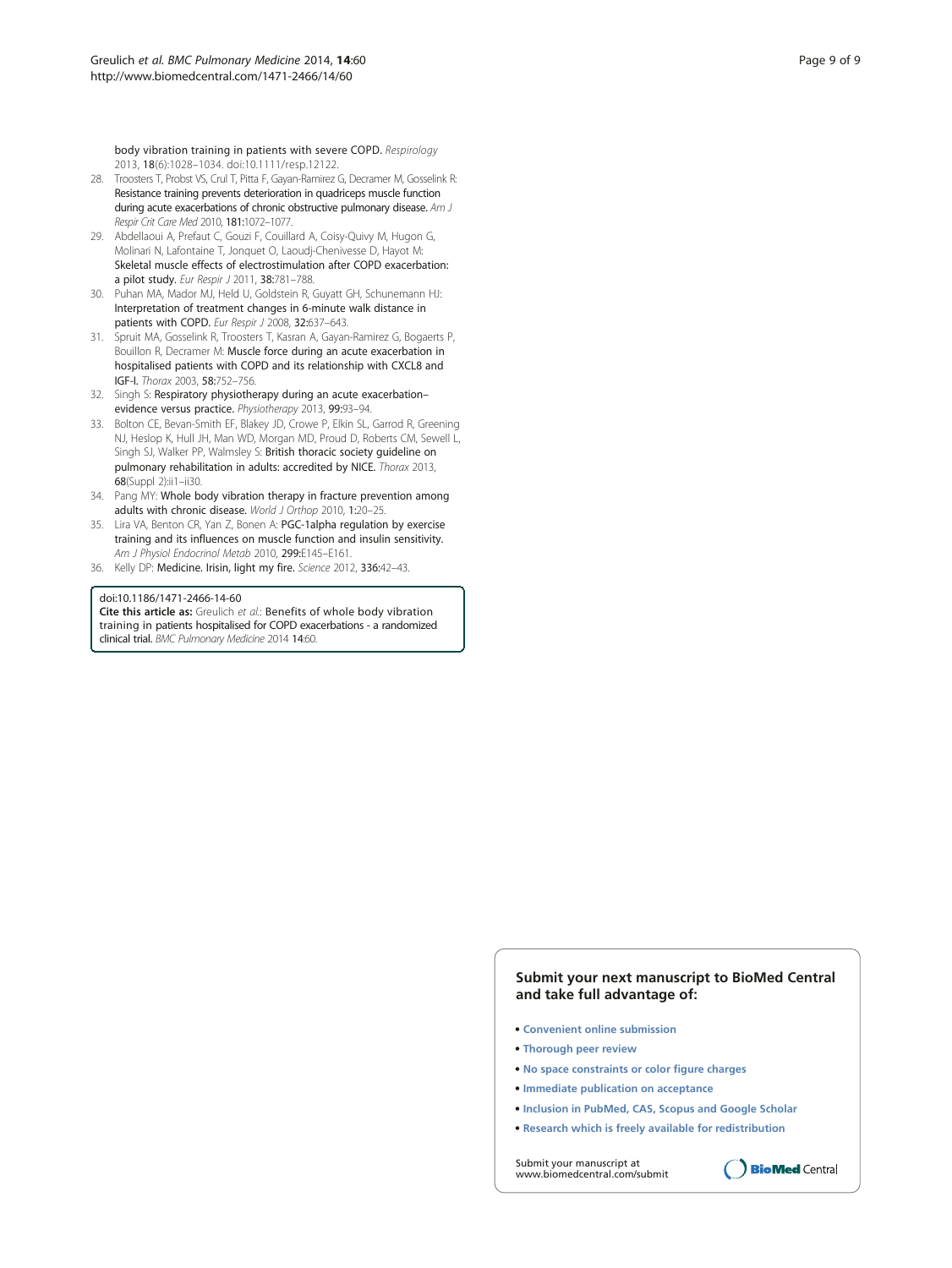body vibration training in patients with severe COPD. *Respirology* 2013, **18**(6):1028–1034. doi:10.1111/resp.12122.

28. Troosters T, Probst VS, Crul T, Pitta F, Gayan-Ramirez G, Decramer M, Gosselink R: Resistance training prevents deterioration in quadriceps muscle function during acute exacerbations of chronic obstructive pulmonary disease. *Am J Respir Crit Care Med* 2010, **181**:1072–1077.
29. Abdellaoui A, Prefaut C, Gouzi F, Couillard A, Coisy-Quivy M, Hugon G, Molinari N, Lafontaine T, Jonquet O, Laoudj-Chenivesse D, Hayot M: Skeletal muscle effects of electrostimulation after COPD exacerbation: a pilot study. *Eur Respir J* 2011, **38**:781–788.
30. Puhan MA, Mador MJ, Held U, Goldstein R, Guyatt GH, Schunemann HJ: Interpretation of treatment changes in 6-minute walk distance in patients with COPD. *Eur Respir J* 2008, **32**:637–643.
31. Spruit MA, Gosselink R, Troosters T, Kasran A, Gayan-Ramirez G, Bogaerts P, Bouillon R, Decramer M: Muscle force during an acute exacerbation in hospitalised patients with COPD and its relationship with CXCL8 and IGF-I. *Thorax* 2003, **58**:752–756.
32. Singh S: Respiratory physiotherapy during an acute exacerbation–evidence versus practice. *Physiotherapy* 2013, **99**:93–94.
33. Bolton CE, Bevan-Smith EF, Blakey JD, Crowe P, Elkin SL, Garrod R, Greening NJ, Heslop K, Hull JH, Man WD, Morgan MD, Proud D, Roberts CM, Sewell L, Singh SJ, Walker PP, Walmsley S: British thoracic society guideline on pulmonary rehabilitation in adults: accredited by NICE. *Thorax* 2013, **68**(Suppl 2):ii1–ii30.
34. Pang MY: Whole body vibration therapy in fracture prevention among adults with chronic disease. *World J Orthop* 2010, **1**:20–25.
35. Lira VA, Benton CR, Yan Z, Bonen A: PGC-1alpha regulation by exercise training and its influences on muscle function and insulin sensitivity. *Am J Physiol Endocrinol Metab* 2010, **299**:E145–E161.
36. Kelly DP: Medicine. Irisin, light my fire. *Science* 2012, **336**:42–43.

doi:10.1186/1471-2466-14-60
**Cite this article as:** Greulich *et al.*: Benefits of whole body vibration training in patients hospitalised for COPD exacerbations - a randomized clinical trial. *BMC Pulmonary Medicine* 2014 **14**:60.

**Submit your next manuscript to BioMed Central and take full advantage of:**

- Convenient online submission
- Thorough peer review
- No space constraints or color figure charges
- Immediate publication on acceptance
- Inclusion in PubMed, CAS, Scopus and Google Scholar
- Research which is freely available for redistribution

Submit your manuscript at www.biomedcentral.com/submit

BioMed Central